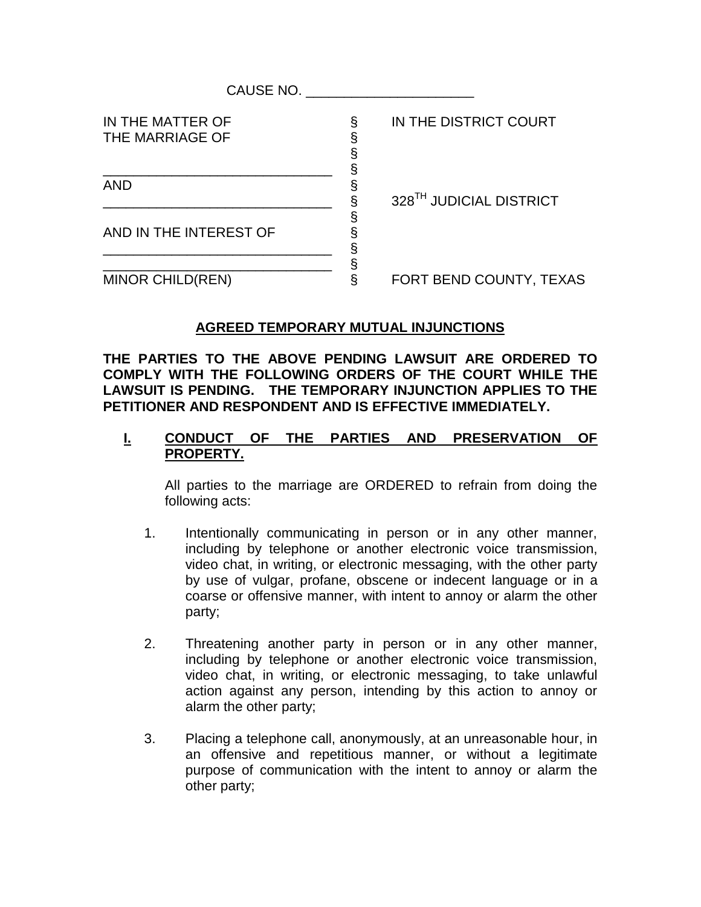CAUSE NO. ______________________

| | | |
|---|---|---|
| IN THE MATTER OF | § | IN THE DISTRICT COURT |
| THE MARRIAGE OF | § | |
| | § | |
| ______________________________ | § | |
| AND | § | |
| ______________________________ | § | 328TH JUDICIAL DISTRICT |
| | § | |
| AND IN THE INTEREST OF | § | |
| ______________________________ | § | |
| ______________________________ | § | |
| MINOR CHILD(REN) | § | FORT BEND COUNTY, TEXAS |

## AGREED TEMPORARY MUTUAL INJUNCTIONS

**THE PARTIES TO THE ABOVE PENDING LAWSUIT ARE ORDERED TO COMPLY WITH THE FOLLOWING ORDERS OF THE COURT WHILE THE LAWSUIT IS PENDING. THE TEMPORARY INJUNCTION APPLIES TO THE PETITIONER AND RESPONDENT AND IS EFFECTIVE IMMEDIATELY.**

### I. CONDUCT OF THE PARTIES AND PRESERVATION OF PROPERTY.

All parties to the marriage are ORDERED to refrain from doing the following acts:

1. Intentionally communicating in person or in any other manner, including by telephone or another electronic voice transmission, video chat, in writing, or electronic messaging, with the other party by use of vulgar, profane, obscene or indecent language or in a coarse or offensive manner, with intent to annoy or alarm the other party;

2. Threatening another party in person or in any other manner, including by telephone or another electronic voice transmission, video chat, in writing, or electronic messaging, to take unlawful action against any person, intending by this action to annoy or alarm the other party;

3. Placing a telephone call, anonymously, at an unreasonable hour, in an offensive and repetitious manner, or without a legitimate purpose of communication with the intent to annoy or alarm the other party;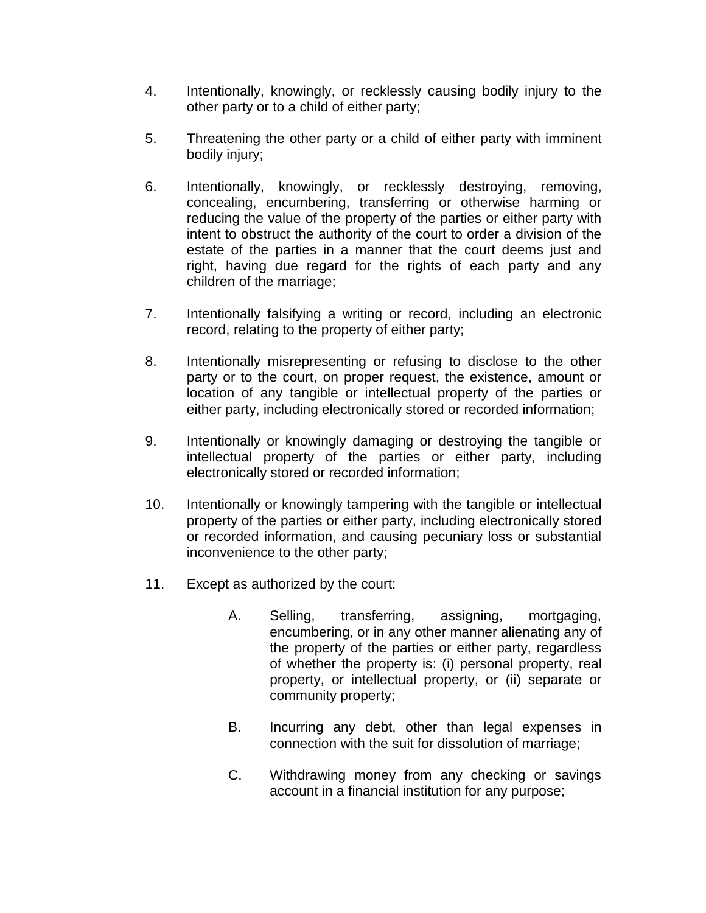4. Intentionally, knowingly, or recklessly causing bodily injury to the other party or to a child of either party;

5. Threatening the other party or a child of either party with imminent bodily injury;

6. Intentionally, knowingly, or recklessly destroying, removing, concealing, encumbering, transferring or otherwise harming or reducing the value of the property of the parties or either party with intent to obstruct the authority of the court to order a division of the estate of the parties in a manner that the court deems just and right, having due regard for the rights of each party and any children of the marriage;

7. Intentionally falsifying a writing or record, including an electronic record, relating to the property of either party;

8. Intentionally misrepresenting or refusing to disclose to the other party or to the court, on proper request, the existence, amount or location of any tangible or intellectual property of the parties or either party, including electronically stored or recorded information;

9. Intentionally or knowingly damaging or destroying the tangible or intellectual property of the parties or either party, including electronically stored or recorded information;

10. Intentionally or knowingly tampering with the tangible or intellectual property of the parties or either party, including electronically stored or recorded information, and causing pecuniary loss or substantial inconvenience to the other party;

11. Except as authorized by the court:

    A. Selling, transferring, assigning, mortgaging, encumbering, or in any other manner alienating any of the property of the parties or either party, regardless of whether the property is: (i) personal property, real property, or intellectual property, or (ii) separate or community property;

    B. Incurring any debt, other than legal expenses in connection with the suit for dissolution of marriage;

    C. Withdrawing money from any checking or savings account in a financial institution for any purpose;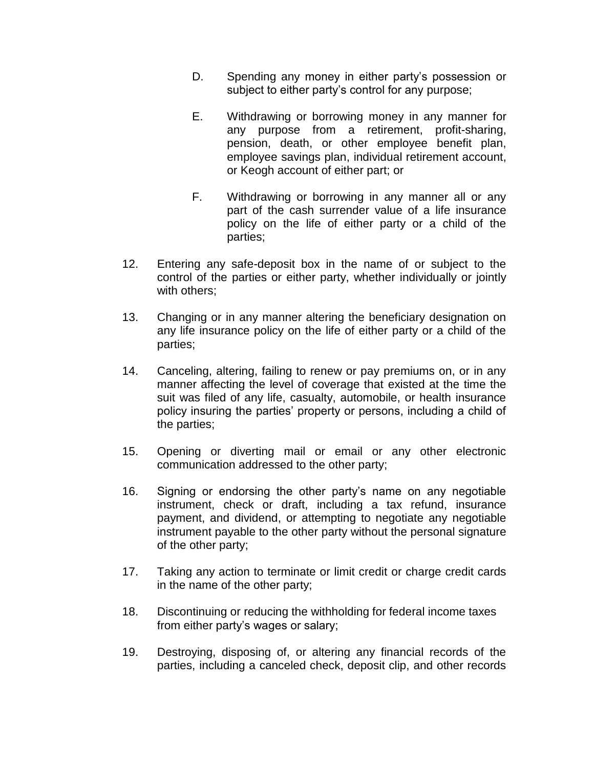D. Spending any money in either party's possession or subject to either party's control for any purpose;

E. Withdrawing or borrowing money in any manner for any purpose from a retirement, profit-sharing, pension, death, or other employee benefit plan, employee savings plan, individual retirement account, or Keogh account of either part; or

F. Withdrawing or borrowing in any manner all or any part of the cash surrender value of a life insurance policy on the life of either party or a child of the parties;

12. Entering any safe-deposit box in the name of or subject to the control of the parties or either party, whether individually or jointly with others;

13. Changing or in any manner altering the beneficiary designation on any life insurance policy on the life of either party or a child of the parties;

14. Canceling, altering, failing to renew or pay premiums on, or in any manner affecting the level of coverage that existed at the time the suit was filed of any life, casualty, automobile, or health insurance policy insuring the parties' property or persons, including a child of the parties;

15. Opening or diverting mail or email or any other electronic communication addressed to the other party;

16. Signing or endorsing the other party's name on any negotiable instrument, check or draft, including a tax refund, insurance payment, and dividend, or attempting to negotiate any negotiable instrument payable to the other party without the personal signature of the other party;

17. Taking any action to terminate or limit credit or charge credit cards in the name of the other party;

18. Discontinuing or reducing the withholding for federal income taxes from either party's wages or salary;

19. Destroying, disposing of, or altering any financial records of the parties, including a canceled check, deposit clip, and other records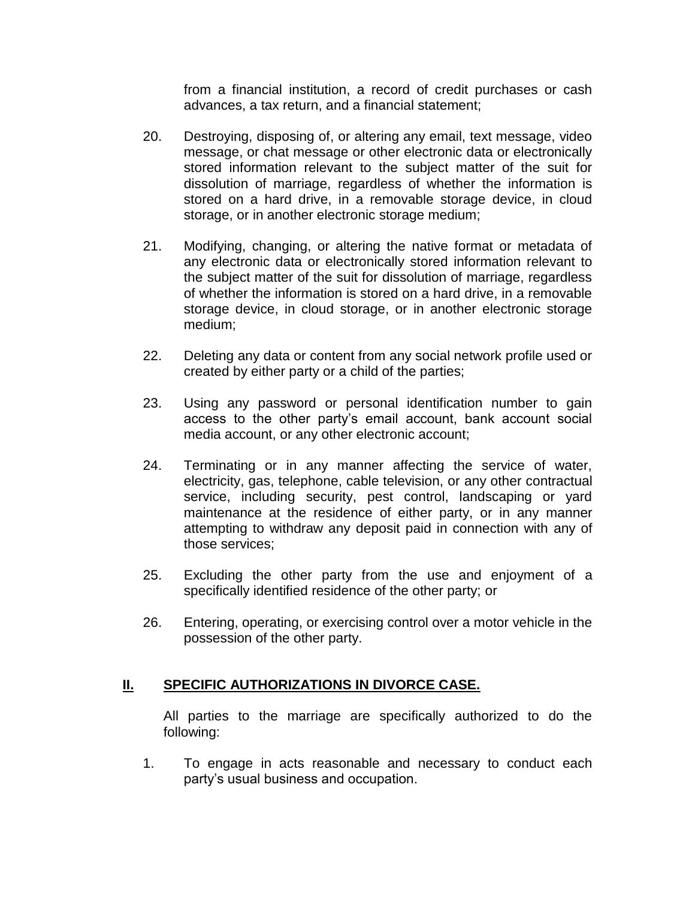from a financial institution, a record of credit purchases or cash advances, a tax return, and a financial statement;

20. Destroying, disposing of, or altering any email, text message, video message, or chat message or other electronic data or electronically stored information relevant to the subject matter of the suit for dissolution of marriage, regardless of whether the information is stored on a hard drive, in a removable storage device, in cloud storage, or in another electronic storage medium;

21. Modifying, changing, or altering the native format or metadata of any electronic data or electronically stored information relevant to the subject matter of the suit for dissolution of marriage, regardless of whether the information is stored on a hard drive, in a removable storage device, in cloud storage, or in another electronic storage medium;

22. Deleting any data or content from any social network profile used or created by either party or a child of the parties;

23. Using any password or personal identification number to gain access to the other party's email account, bank account social media account, or any other electronic account;

24. Terminating or in any manner affecting the service of water, electricity, gas, telephone, cable television, or any other contractual service, including security, pest control, landscaping or yard maintenance at the residence of either party, or in any manner attempting to withdraw any deposit paid in connection with any of those services;

25. Excluding the other party from the use and enjoyment of a specifically identified residence of the other party; or

26. Entering, operating, or exercising control over a motor vehicle in the possession of the other party.

## II. SPECIFIC AUTHORIZATIONS IN DIVORCE CASE.

All parties to the marriage are specifically authorized to do the following:

1. To engage in acts reasonable and necessary to conduct each party's usual business and occupation.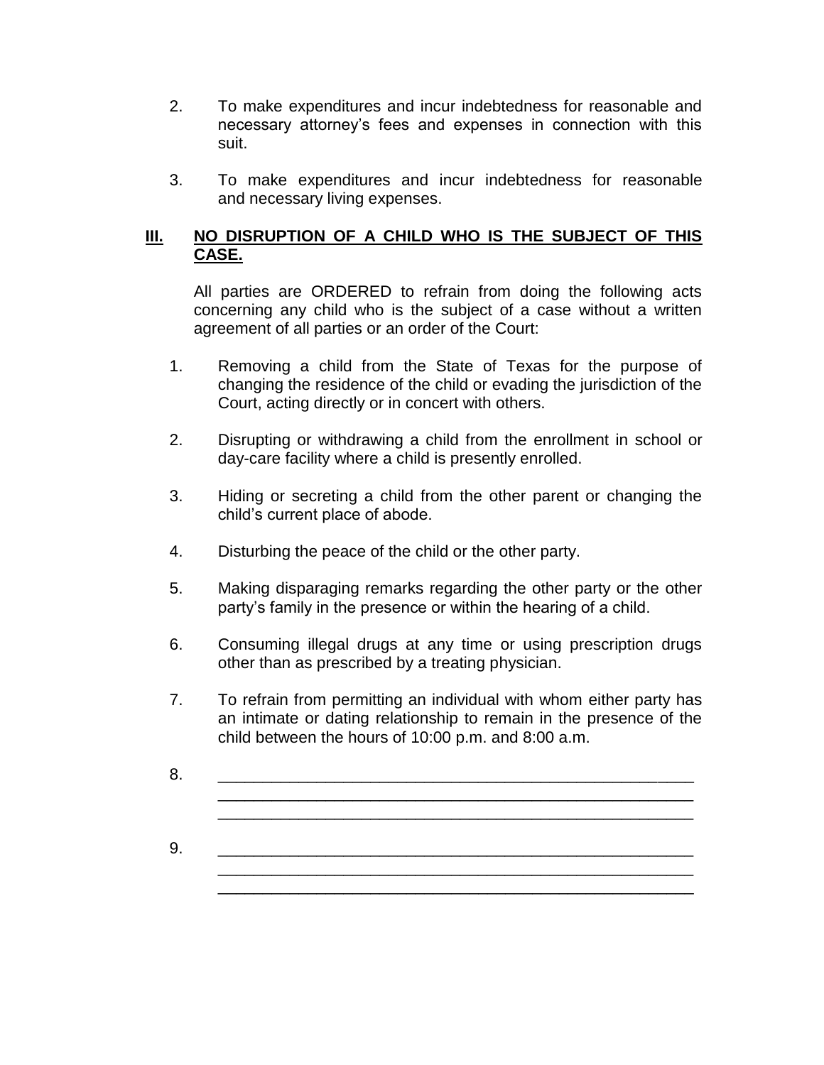2. To make expenditures and incur indebtedness for reasonable and necessary attorney's fees and expenses in connection with this suit.

3. To make expenditures and incur indebtedness for reasonable and necessary living expenses.

## <u>III.</u> <u>NO DISRUPTION OF A CHILD WHO IS THE SUBJECT OF THIS CASE.</u>

All parties are ORDERED to refrain from doing the following acts concerning any child who is the subject of a case without a written agreement of all parties or an order of the Court:

1. Removing a child from the State of Texas for the purpose of changing the residence of the child or evading the jurisdiction of the Court, acting directly or in concert with others.

2. Disrupting or withdrawing a child from the enrollment in school or day-care facility where a child is presently enrolled.

3. Hiding or secreting a child from the other parent or changing the child's current place of abode.

4. Disturbing the peace of the child or the other party.

5. Making disparaging remarks regarding the other party or the other party's family in the presence or within the hearing of a child.

6. Consuming illegal drugs at any time or using prescription drugs other than as prescribed by a treating physician.

7. To refrain from permitting an individual with whom either party has an intimate or dating relationship to remain in the presence of the child between the hours of 10:00 p.m. and 8:00 a.m.

8. ______________________________________________________
______________________________________________________
______________________________________________________

9. ______________________________________________________
______________________________________________________
______________________________________________________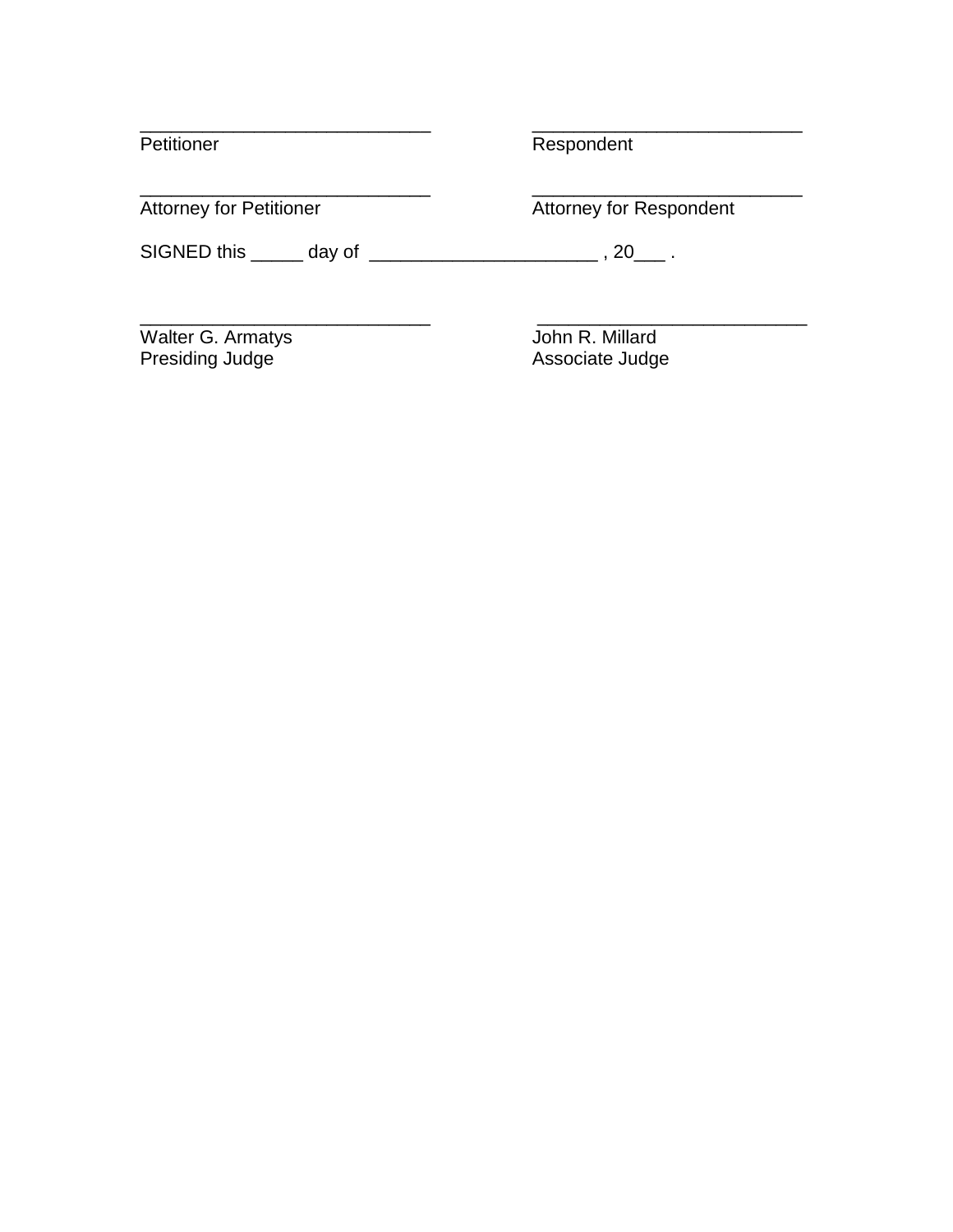| | |
|---|---|
| _____________________________ | ___________________________ |
| Petitioner | Respondent |
| _____________________________ | ___________________________ |
| Attorney for Petitioner | Attorney for Respondent |

SIGNED this _____ day of ______________________ , 20___ .

| | |
|---|---|
| _____________________________ | ___________________________ |
| Walter G. Armatys | John R. Millard |
| Presiding Judge | Associate Judge |